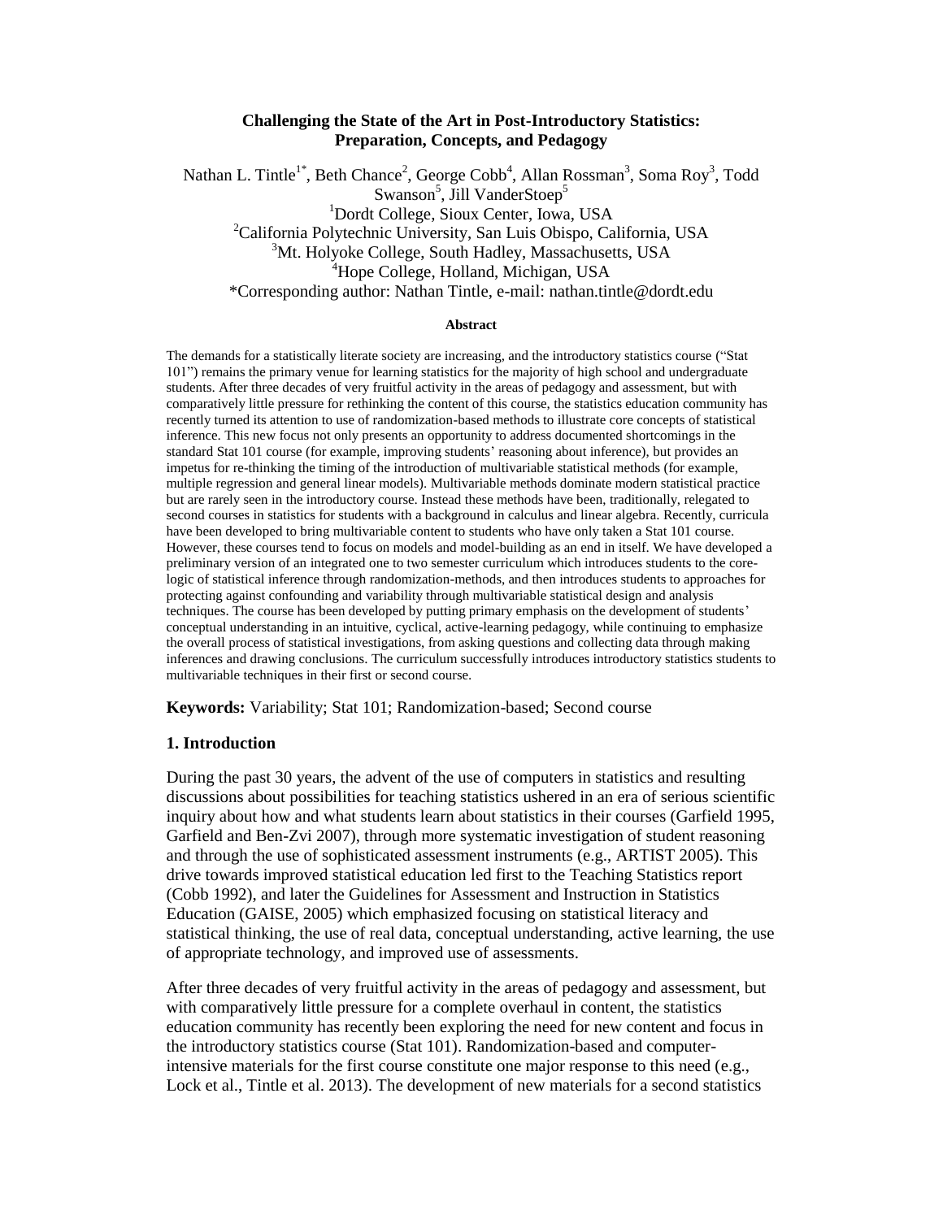# Challenging the State of the Art in Post-Introductory Statistics: Preparation, Concepts, and Pedagogy

Nathan L. Tintle[1*], Beth Chance[2], George Cobb[4], Allan Rossman[3], Soma Roy[3], Todd Swanson[5], Jill VanderStoep[5]

[1]Dordt College, Sioux Center, Iowa, USA
[2]California Polytechnic University, San Luis Obispo, California, USA
[3]Mt. Holyoke College, South Hadley, Massachusetts, USA
[4]Hope College, Holland, Michigan, USA
*Corresponding author: Nathan Tintle, e-mail: nathan.tintle@dordt.edu

### Abstract

The demands for a statistically literate society are increasing, and the introductory statistics course ("Stat 101") remains the primary venue for learning statistics for the majority of high school and undergraduate students. After three decades of very fruitful activity in the areas of pedagogy and assessment, but with comparatively little pressure for rethinking the content of this course, the statistics education community has recently turned its attention to use of randomization-based methods to illustrate core concepts of statistical inference. This new focus not only presents an opportunity to address documented shortcomings in the standard Stat 101 course (for example, improving students' reasoning about inference), but provides an impetus for re-thinking the timing of the introduction of multivariable statistical methods (for example, multiple regression and general linear models). Multivariable methods dominate modern statistical practice but are rarely seen in the introductory course. Instead these methods have been, traditionally, relegated to second courses in statistics for students with a background in calculus and linear algebra. Recently, curricula have been developed to bring multivariable content to students who have only taken a Stat 101 course. However, these courses tend to focus on models and model-building as an end in itself. We have developed a preliminary version of an integrated one to two semester curriculum which introduces students to the core-logic of statistical inference through randomization-methods, and then introduces students to approaches for protecting against confounding and variability through multivariable statistical design and analysis techniques. The course has been developed by putting primary emphasis on the development of students' conceptual understanding in an intuitive, cyclical, active-learning pedagogy, while continuing to emphasize the overall process of statistical investigations, from asking questions and collecting data through making inferences and drawing conclusions. The curriculum successfully introduces introductory statistics students to multivariable techniques in their first or second course.

**Keywords:** Variability; Stat 101; Randomization-based; Second course

## 1. Introduction

During the past 30 years, the advent of the use of computers in statistics and resulting discussions about possibilities for teaching statistics ushered in an era of serious scientific inquiry about how and what students learn about statistics in their courses (Garfield 1995, Garfield and Ben-Zvi 2007), through more systematic investigation of student reasoning and through the use of sophisticated assessment instruments (e.g., ARTIST 2005). This drive towards improved statistical education led first to the Teaching Statistics report (Cobb 1992), and later the Guidelines for Assessment and Instruction in Statistics Education (GAISE, 2005) which emphasized focusing on statistical literacy and statistical thinking, the use of real data, conceptual understanding, active learning, the use of appropriate technology, and improved use of assessments.

After three decades of very fruitful activity in the areas of pedagogy and assessment, but with comparatively little pressure for a complete overhaul in content, the statistics education community has recently been exploring the need for new content and focus in the introductory statistics course (Stat 101). Randomization-based and computer-intensive materials for the first course constitute one major response to this need (e.g., Lock et al., Tintle et al. 2013). The development of new materials for a second statistics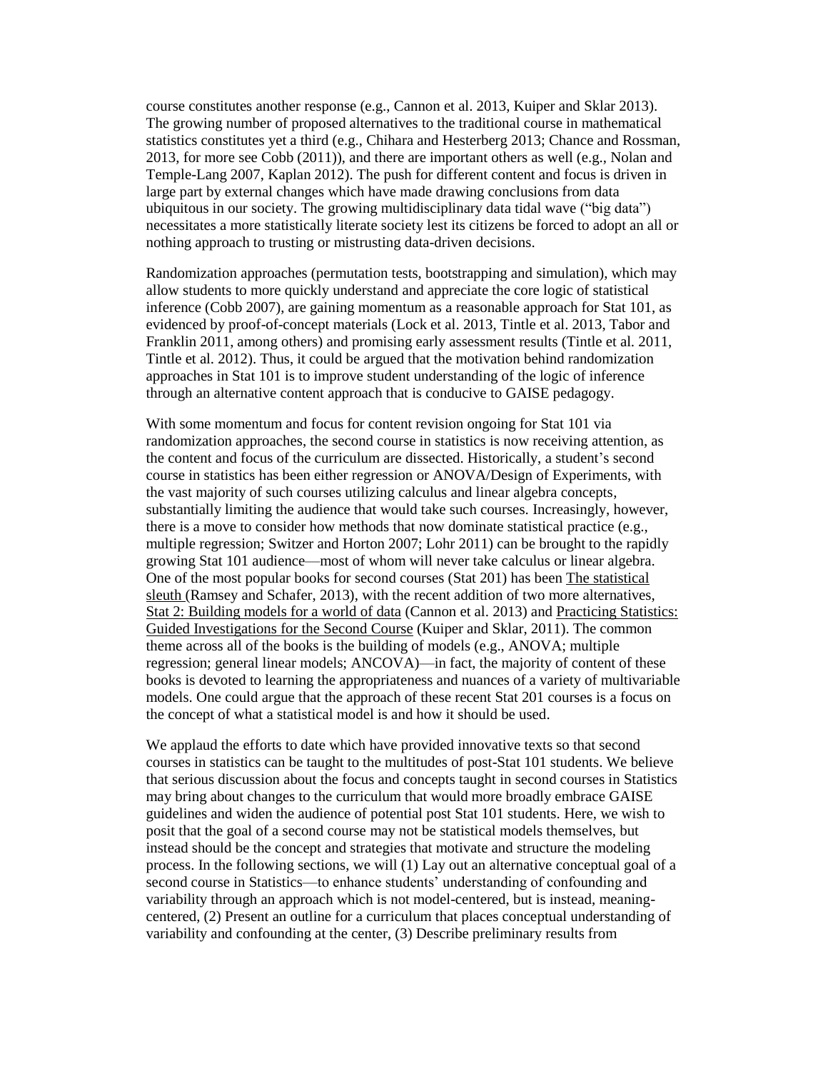course constitutes another response (e.g., Cannon et al. 2013, Kuiper and Sklar 2013). The growing number of proposed alternatives to the traditional course in mathematical statistics constitutes yet a third (e.g., Chihara and Hesterberg 2013; Chance and Rossman, 2013, for more see Cobb (2011)), and there are important others as well (e.g., Nolan and Temple-Lang 2007, Kaplan 2012). The push for different content and focus is driven in large part by external changes which have made drawing conclusions from data ubiquitous in our society. The growing multidisciplinary data tidal wave ("big data") necessitates a more statistically literate society lest its citizens be forced to adopt an all or nothing approach to trusting or mistrusting data-driven decisions.

Randomization approaches (permutation tests, bootstrapping and simulation), which may allow students to more quickly understand and appreciate the core logic of statistical inference (Cobb 2007), are gaining momentum as a reasonable approach for Stat 101, as evidenced by proof-of-concept materials (Lock et al. 2013, Tintle et al. 2013, Tabor and Franklin 2011, among others) and promising early assessment results (Tintle et al. 2011, Tintle et al. 2012). Thus, it could be argued that the motivation behind randomization approaches in Stat 101 is to improve student understanding of the logic of inference through an alternative content approach that is conducive to GAISE pedagogy.

With some momentum and focus for content revision ongoing for Stat 101 via randomization approaches, the second course in statistics is now receiving attention, as the content and focus of the curriculum are dissected. Historically, a student's second course in statistics has been either regression or ANOVA/Design of Experiments, with the vast majority of such courses utilizing calculus and linear algebra concepts, substantially limiting the audience that would take such courses. Increasingly, however, there is a move to consider how methods that now dominate statistical practice (e.g., multiple regression; Switzer and Horton 2007; Lohr 2011) can be brought to the rapidly growing Stat 101 audience—most of whom will never take calculus or linear algebra. One of the most popular books for second courses (Stat 201) has been The statistical sleuth (Ramsey and Schafer, 2013), with the recent addition of two more alternatives, Stat 2: Building models for a world of data (Cannon et al. 2013) and Practicing Statistics: Guided Investigations for the Second Course (Kuiper and Sklar, 2011). The common theme across all of the books is the building of models (e.g., ANOVA; multiple regression; general linear models; ANCOVA)—in fact, the majority of content of these books is devoted to learning the appropriateness and nuances of a variety of multivariable models. One could argue that the approach of these recent Stat 201 courses is a focus on the concept of what a statistical model is and how it should be used.

We applaud the efforts to date which have provided innovative texts so that second courses in statistics can be taught to the multitudes of post-Stat 101 students. We believe that serious discussion about the focus and concepts taught in second courses in Statistics may bring about changes to the curriculum that would more broadly embrace GAISE guidelines and widen the audience of potential post Stat 101 students. Here, we wish to posit that the goal of a second course may not be statistical models themselves, but instead should be the concept and strategies that motivate and structure the modeling process. In the following sections, we will (1) Lay out an alternative conceptual goal of a second course in Statistics—to enhance students' understanding of confounding and variability through an approach which is not model-centered, but is instead, meaning-centered, (2) Present an outline for a curriculum that places conceptual understanding of variability and confounding at the center, (3) Describe preliminary results from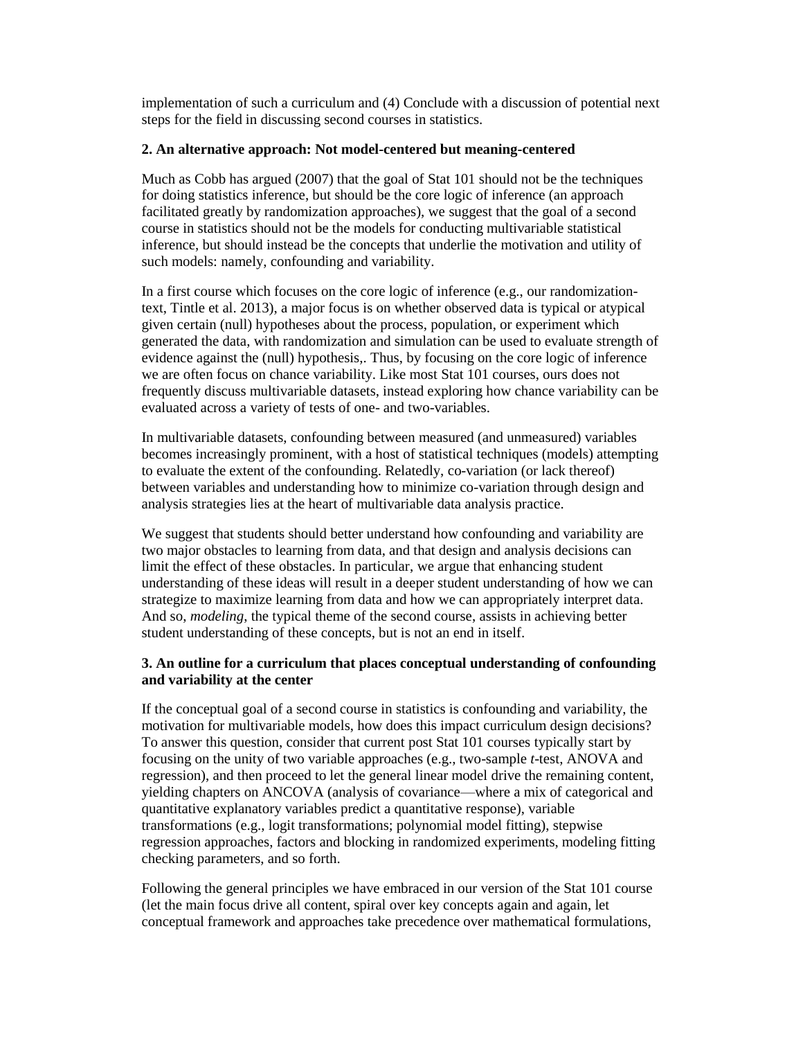implementation of such a curriculum and (4) Conclude with a discussion of potential next steps for the field in discussing second courses in statistics.

### 2. An alternative approach: Not model-centered but meaning-centered

Much as Cobb has argued (2007) that the goal of Stat 101 should not be the techniques for doing statistics inference, but should be the core logic of inference (an approach facilitated greatly by randomization approaches), we suggest that the goal of a second course in statistics should not be the models for conducting multivariable statistical inference, but should instead be the concepts that underlie the motivation and utility of such models: namely, confounding and variability.

In a first course which focuses on the core logic of inference (e.g., our randomization-text, Tintle et al. 2013), a major focus is on whether observed data is typical or atypical given certain (null) hypotheses about the process, population, or experiment which generated the data, with randomization and simulation can be used to evaluate strength of evidence against the (null) hypothesis,. Thus, by focusing on the core logic of inference we are often focus on chance variability. Like most Stat 101 courses, ours does not frequently discuss multivariable datasets, instead exploring how chance variability can be evaluated across a variety of tests of one- and two-variables.

In multivariable datasets, confounding between measured (and unmeasured) variables becomes increasingly prominent, with a host of statistical techniques (models) attempting to evaluate the extent of the confounding. Relatedly, co-variation (or lack thereof) between variables and understanding how to minimize co-variation through design and analysis strategies lies at the heart of multivariable data analysis practice.

We suggest that students should better understand how confounding and variability are two major obstacles to learning from data, and that design and analysis decisions can limit the effect of these obstacles. In particular, we argue that enhancing student understanding of these ideas will result in a deeper student understanding of how we can strategize to maximize learning from data and how we can appropriately interpret data. And so, *modeling*, the typical theme of the second course, assists in achieving better student understanding of these concepts, but is not an end in itself.

### 3. An outline for a curriculum that places conceptual understanding of confounding and variability at the center

If the conceptual goal of a second course in statistics is confounding and variability, the motivation for multivariable models, how does this impact curriculum design decisions? To answer this question, consider that current post Stat 101 courses typically start by focusing on the unity of two variable approaches (e.g., two-sample *t*-test, ANOVA and regression), and then proceed to let the general linear model drive the remaining content, yielding chapters on ANCOVA (analysis of covariance—where a mix of categorical and quantitative explanatory variables predict a quantitative response), variable transformations (e.g., logit transformations; polynomial model fitting), stepwise regression approaches, factors and blocking in randomized experiments, modeling fitting checking parameters, and so forth.

Following the general principles we have embraced in our version of the Stat 101 course (let the main focus drive all content, spiral over key concepts again and again, let conceptual framework and approaches take precedence over mathematical formulations,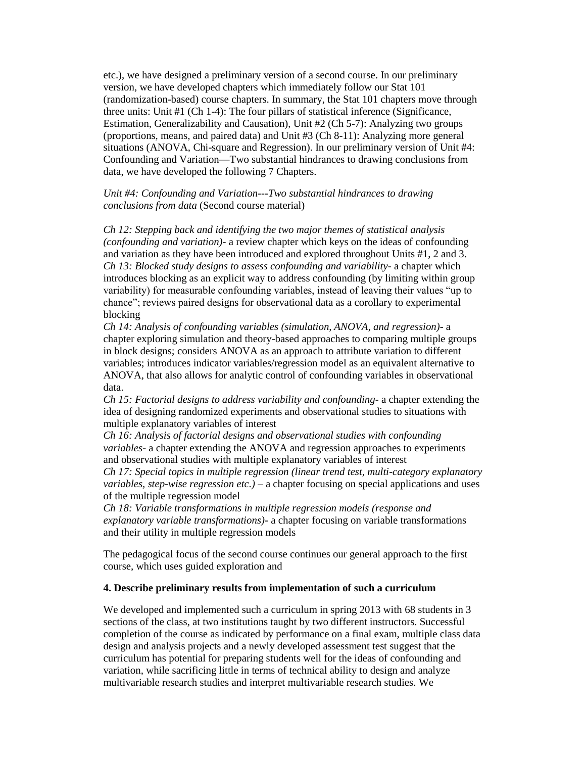etc.), we have designed a preliminary version of a second course. In our preliminary version, we have developed chapters which immediately follow our Stat 101 (randomization-based) course chapters. In summary, the Stat 101 chapters move through three units: Unit #1 (Ch 1-4): The four pillars of statistical inference (Significance, Estimation, Generalizability and Causation), Unit #2 (Ch 5-7): Analyzing two groups (proportions, means, and paired data) and Unit #3 (Ch 8-11): Analyzing more general situations (ANOVA, Chi-square and Regression). In our preliminary version of Unit #4: Confounding and Variation—Two substantial hindrances to drawing conclusions from data, we have developed the following 7 Chapters.

*Unit #4: Confounding and Variation---Two substantial hindrances to drawing conclusions from data* (Second course material)

*Ch 12: Stepping back and identifying the two major themes of statistical analysis (confounding and variation)*- a review chapter which keys on the ideas of confounding and variation as they have been introduced and explored throughout Units #1, 2 and 3.
*Ch 13: Blocked study designs to assess confounding and variability*- a chapter which introduces blocking as an explicit way to address confounding (by limiting within group variability) for measurable confounding variables, instead of leaving their values "up to chance"; reviews paired designs for observational data as a corollary to experimental blocking
*Ch 14: Analysis of confounding variables (simulation, ANOVA, and regression)*- a chapter exploring simulation and theory-based approaches to comparing multiple groups in block designs; considers ANOVA as an approach to attribute variation to different variables; introduces indicator variables/regression model as an equivalent alternative to ANOVA, that also allows for analytic control of confounding variables in observational data.
*Ch 15: Factorial designs to address variability and confounding*- a chapter extending the idea of designing randomized experiments and observational studies to situations with multiple explanatory variables of interest
*Ch 16: Analysis of factorial designs and observational studies with confounding variables*- a chapter extending the ANOVA and regression approaches to experiments and observational studies with multiple explanatory variables of interest
*Ch 17: Special topics in multiple regression (linear trend test, multi-category explanatory variables, step-wise regression etc.)* – a chapter focusing on special applications and uses of the multiple regression model
*Ch 18: Variable transformations in multiple regression models (response and explanatory variable transformations)*- a chapter focusing on variable transformations and their utility in multiple regression models

The pedagogical focus of the second course continues our general approach to the first course, which uses guided exploration and

### 4. Describe preliminary results from implementation of such a curriculum

We developed and implemented such a curriculum in spring 2013 with 68 students in 3 sections of the class, at two institutions taught by two different instructors. Successful completion of the course as indicated by performance on a final exam, multiple class data design and analysis projects and a newly developed assessment test suggest that the curriculum has potential for preparing students well for the ideas of confounding and variation, while sacrificing little in terms of technical ability to design and analyze multivariable research studies and interpret multivariable research studies. We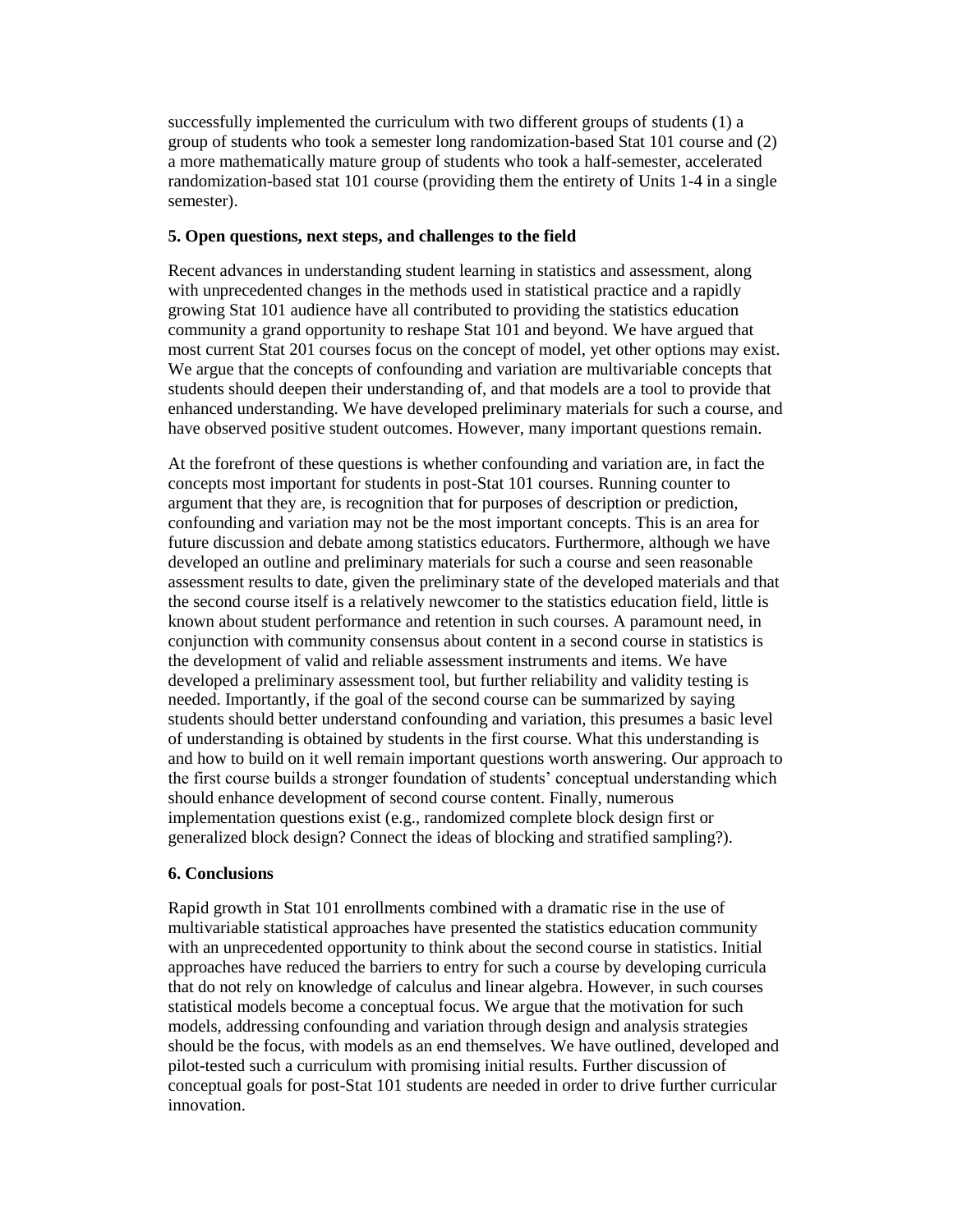successfully implemented the curriculum with two different groups of students (1) a group of students who took a semester long randomization-based Stat 101 course and (2) a more mathematically mature group of students who took a half-semester, accelerated randomization-based stat 101 course (providing them the entirety of Units 1-4 in a single semester).

**5. Open questions, next steps, and challenges to the field**

Recent advances in understanding student learning in statistics and assessment, along with unprecedented changes in the methods used in statistical practice and a rapidly growing Stat 101 audience have all contributed to providing the statistics education community a grand opportunity to reshape Stat 101 and beyond. We have argued that most current Stat 201 courses focus on the concept of model, yet other options may exist. We argue that the concepts of confounding and variation are multivariable concepts that students should deepen their understanding of, and that models are a tool to provide that enhanced understanding. We have developed preliminary materials for such a course, and have observed positive student outcomes. However, many important questions remain.

At the forefront of these questions is whether confounding and variation are, in fact the concepts most important for students in post-Stat 101 courses. Running counter to argument that they are, is recognition that for purposes of description or prediction, confounding and variation may not be the most important concepts. This is an area for future discussion and debate among statistics educators. Furthermore, although we have developed an outline and preliminary materials for such a course and seen reasonable assessment results to date, given the preliminary state of the developed materials and that the second course itself is a relatively newcomer to the statistics education field, little is known about student performance and retention in such courses. A paramount need, in conjunction with community consensus about content in a second course in statistics is the development of valid and reliable assessment instruments and items. We have developed a preliminary assessment tool, but further reliability and validity testing is needed. Importantly, if the goal of the second course can be summarized by saying students should better understand confounding and variation, this presumes a basic level of understanding is obtained by students in the first course. What this understanding is and how to build on it well remain important questions worth answering. Our approach to the first course builds a stronger foundation of students' conceptual understanding which should enhance development of second course content. Finally, numerous implementation questions exist (e.g., randomized complete block design first or generalized block design? Connect the ideas of blocking and stratified sampling?).

**6. Conclusions**

Rapid growth in Stat 101 enrollments combined with a dramatic rise in the use of multivariable statistical approaches have presented the statistics education community with an unprecedented opportunity to think about the second course in statistics. Initial approaches have reduced the barriers to entry for such a course by developing curricula that do not rely on knowledge of calculus and linear algebra. However, in such courses statistical models become a conceptual focus. We argue that the motivation for such models, addressing confounding and variation through design and analysis strategies should be the focus, with models as an end themselves. We have outlined, developed and pilot-tested such a curriculum with promising initial results. Further discussion of conceptual goals for post-Stat 101 students are needed in order to drive further curricular innovation.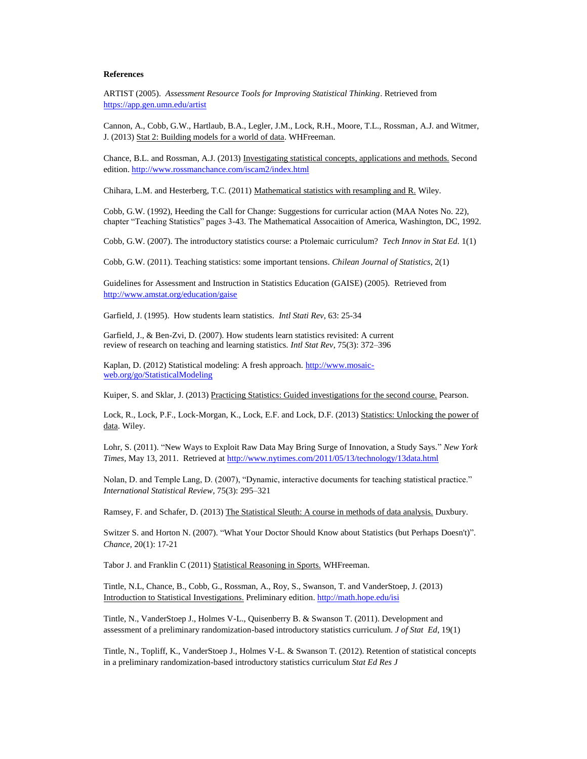**References**

ARTIST (2005). *Assessment Resource Tools for Improving Statistical Thinking*. Retrieved from https://app.gen.umn.edu/artist

Cannon, A., Cobb, G.W., Hartlaub, B.A., Legler, J.M., Lock, R.H., Moore, T.L., Rossman, A.J. and Witmer, J. (2013) Stat 2: Building models for a world of data. WHFreeman.

Chance, B.L. and Rossman, A.J. (2013) Investigating statistical concepts, applications and methods. Second edition. http://www.rossmanchance.com/iscam2/index.html

Chihara, L.M. and Hesterberg, T.C. (2011) Mathematical statistics with resampling and R. Wiley.

Cobb, G.W. (1992), Heeding the Call for Change: Suggestions for curricular action (MAA Notes No. 22), chapter "Teaching Statistics" pages 3-43. The Mathematical Assocaition of America, Washington, DC, 1992.

Cobb, G.W. (2007). The introductory statistics course: a Ptolemaic curriculum? *Tech Innov in Stat Ed*. 1(1)

Cobb, G.W. (2011). Teaching statistics: some important tensions. *Chilean Journal of Statistics*, 2(1)

Guidelines for Assessment and Instruction in Statistics Education (GAISE) (2005). Retrieved from http://www.amstat.org/education/gaise

Garfield, J. (1995). How students learn statistics. *Intl Stati Rev*, 63: 25-34

Garfield, J., & Ben-Zvi, D. (2007). How students learn statistics revisited: A current review of research on teaching and learning statistics. *Intl Stat Rev*, 75(3): 372–396

Kaplan, D. (2012) Statistical modeling: A fresh approach. http://www.mosaic-web.org/go/StatisticalModeling

Kuiper, S. and Sklar, J. (2013) Practicing Statistics: Guided investigations for the second course. Pearson.

Lock, R., Lock, P.F., Lock-Morgan, K., Lock, E.F. and Lock, D.F. (2013) Statistics: Unlocking the power of data. Wiley.

Lohr, S. (2011). "New Ways to Exploit Raw Data May Bring Surge of Innovation, a Study Says." *New York Times*, May 13, 2011. Retrieved at http://www.nytimes.com/2011/05/13/technology/13data.html

Nolan, D. and Temple Lang, D. (2007), "Dynamic, interactive documents for teaching statistical practice." *International Statistical Review*, 75(3): 295–321

Ramsey, F. and Schafer, D. (2013) The Statistical Sleuth: A course in methods of data analysis. Duxbury.

Switzer S. and Horton N. (2007). "What Your Doctor Should Know about Statistics (but Perhaps Doesn't)". *Chance,* 20(1): 17-21

Tabor J. and Franklin C (2011) Statistical Reasoning in Sports. WHFreeman.

Tintle, N.L, Chance, B., Cobb, G., Rossman, A., Roy, S., Swanson, T. and VanderStoep, J. (2013) Introduction to Statistical Investigations. Preliminary edition. http://math.hope.edu/isi

Tintle, N., VanderStoep J., Holmes V-L., Quisenberry B. & Swanson T. (2011). Development and assessment of a preliminary randomization-based introductory statistics curriculum. *J of Stat Ed*, 19(1)

Tintle, N., Topliff, K., VanderStoep J., Holmes V-L. & Swanson T. (2012). Retention of statistical concepts in a preliminary randomization-based introductory statistics curriculum *Stat Ed Res J*